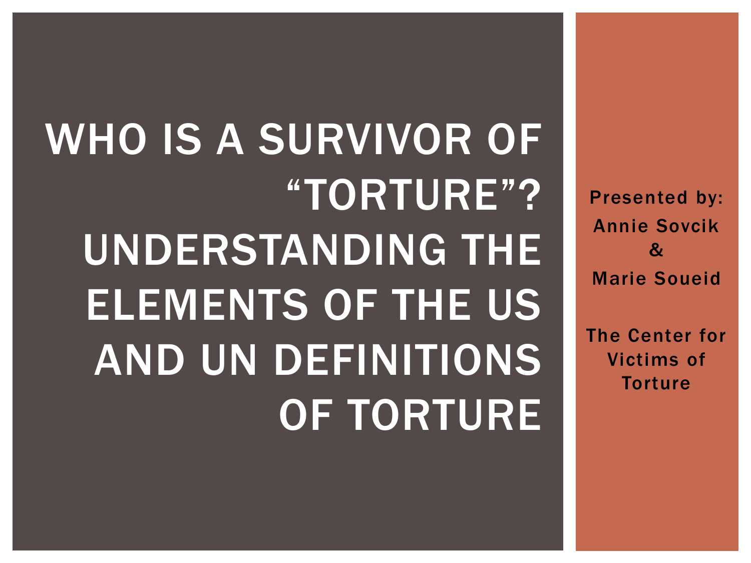# WHO IS A SURVIVOR OF "TORTURE"? UNDERSTANDING THE ELEMENTS OF THE US AND UN DEFINITIONS OF TORTURE

Presented by:

Annie Sovcik

&

Marie Soueid

The Center for Victims of Torture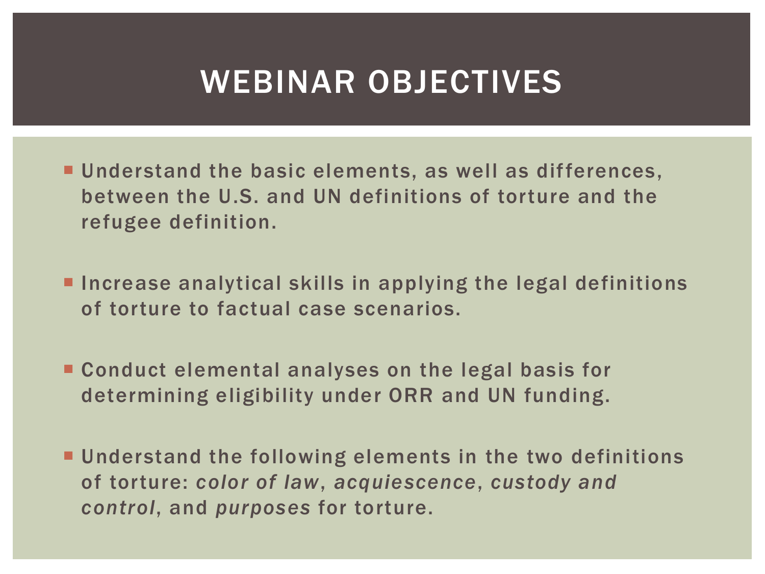# WEBINAR OBJECTIVES

- Understand the basic elements, as well as differences, between the U.S. and UN definitions of torture and the refugee definition.
- Increase analytical skills in applying the legal definitions of torture to factual case scenarios.
- Conduct elemental analyses on the legal basis for determining eligibility under ORR and UN funding.
- Understand the following elements in the two definitions of torture: *color of law*, *acquiescence*, *custody and control*, and *purposes* for torture.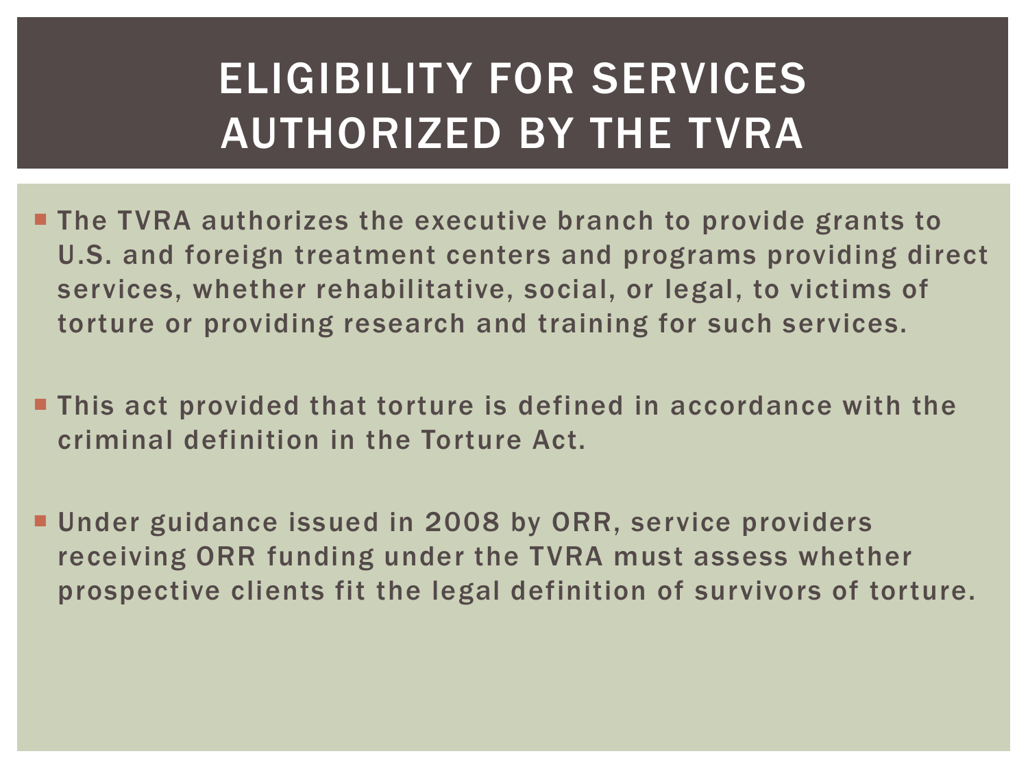# ELIGIBILITY FOR SERVICES AUTHORIZED BY THE TVRA

- The TVRA authorizes the executive branch to provide grants to U.S. and foreign treatment centers and programs providing direct services, whether rehabilitative, social, or legal, to victims of torture or providing research and training for such services.

- This act provided that torture is defined in accordance with the criminal definition in the Torture Act.

- Under guidance issued in 2008 by ORR, service providers receiving ORR funding under the TVRA must assess whether prospective clients fit the legal definition of survivors of torture.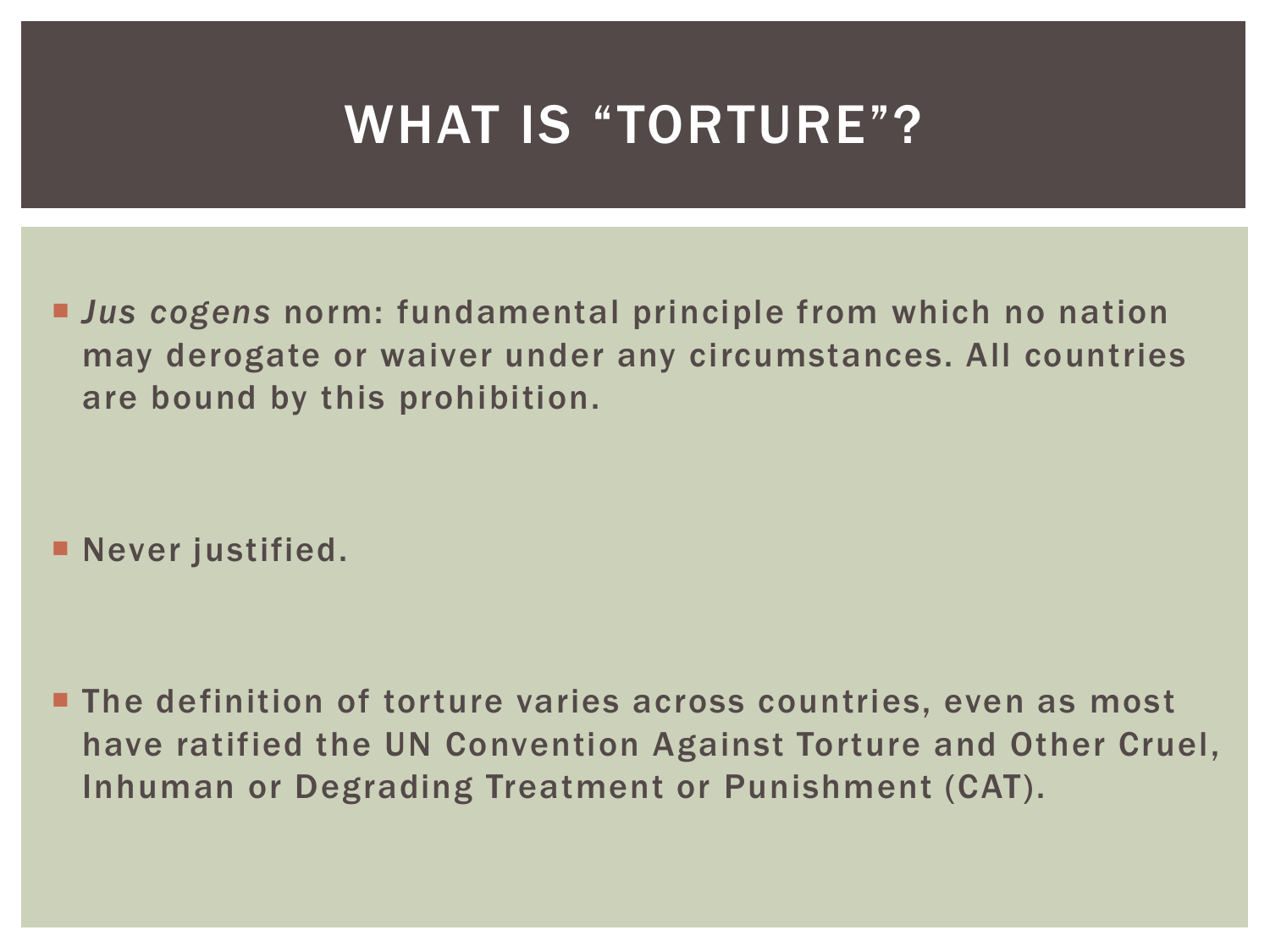# WHAT IS "TORTURE"?

- *Jus cogens* norm: fundamental principle from which no nation may derogate or waiver under any circumstances. All countries are bound by this prohibition.

- Never justified.

- The definition of torture varies across countries, even as most have ratified the UN Convention Against Torture and Other Cruel, Inhuman or Degrading Treatment or Punishment (CAT).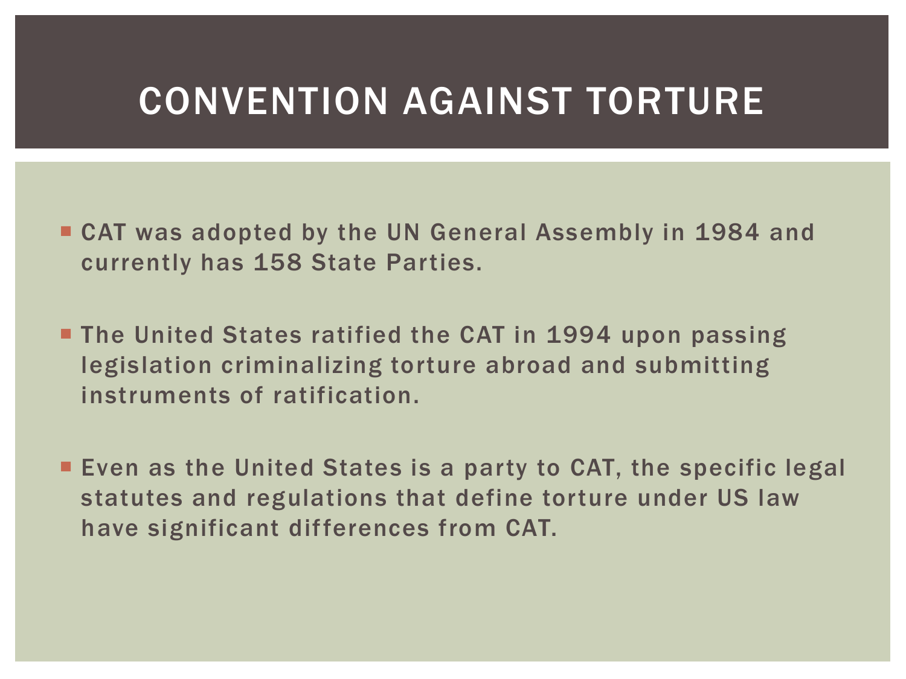# CONVENTION AGAINST TORTURE

- CAT was adopted by the UN General Assembly in 1984 and currently has 158 State Parties.
- The United States ratified the CAT in 1994 upon passing legislation criminalizing torture abroad and submitting instruments of ratification.
- Even as the United States is a party to CAT, the specific legal statutes and regulations that define torture under US law have significant differences from CAT.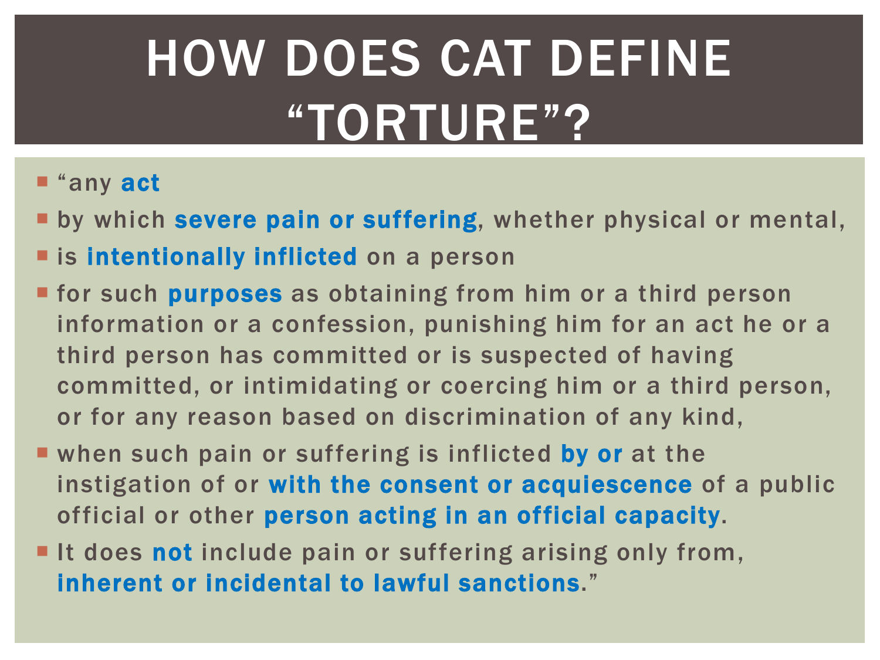# HOW DOES CAT DEFINE "TORTURE"?

- "any **act**
- by which **severe pain or suffering**, whether physical or mental,
- is **intentionally inflicted** on a person
- for such **purposes** as obtaining from him or a third person information or a confession, punishing him for an act he or a third person has committed or is suspected of having committed, or intimidating or coercing him or a third person, or for any reason based on discrimination of any kind,
- when such pain or suffering is inflicted **by or** at the instigation of or **with the consent or acquiescence** of a public official or other **person acting in an official capacity**.
- It does **not** include pain or suffering arising only from, **inherent or incidental to lawful sanctions**."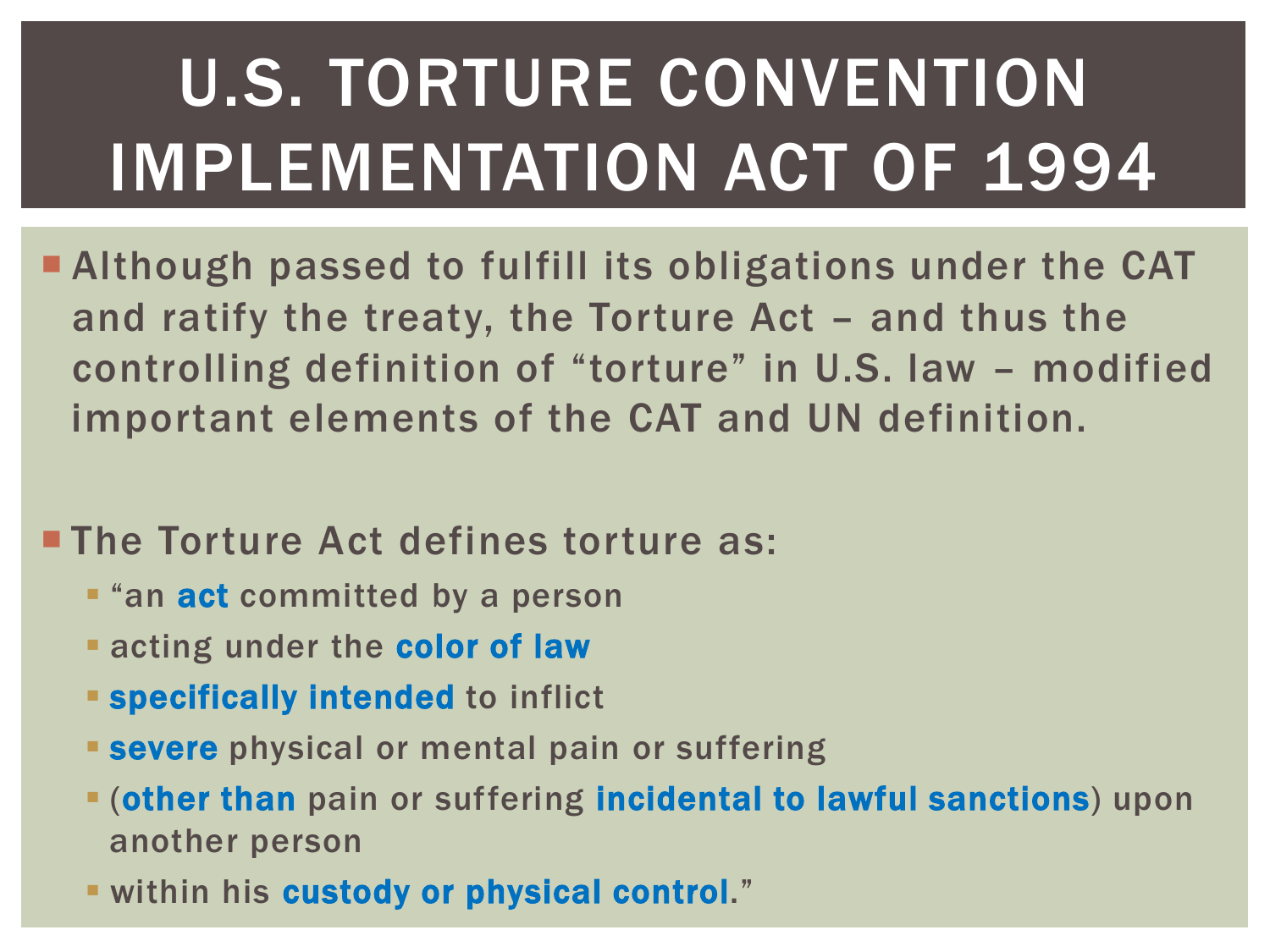# U.S. TORTURE CONVENTION IMPLEMENTATION ACT OF 1994

- Although passed to fulfill its obligations under the CAT and ratify the treaty, the Torture Act – and thus the controlling definition of "torture" in U.S. law – modified important elements of the CAT and UN definition.

- The Torture Act defines torture as:
  - "an **act** committed by a person
  - acting under the **color of law**
  - **specifically intended** to inflict
  - **severe** physical or mental pain or suffering
  - (**other than** pain or suffering **incidental to lawful sanctions**) upon another person
  - within his **custody or physical control**."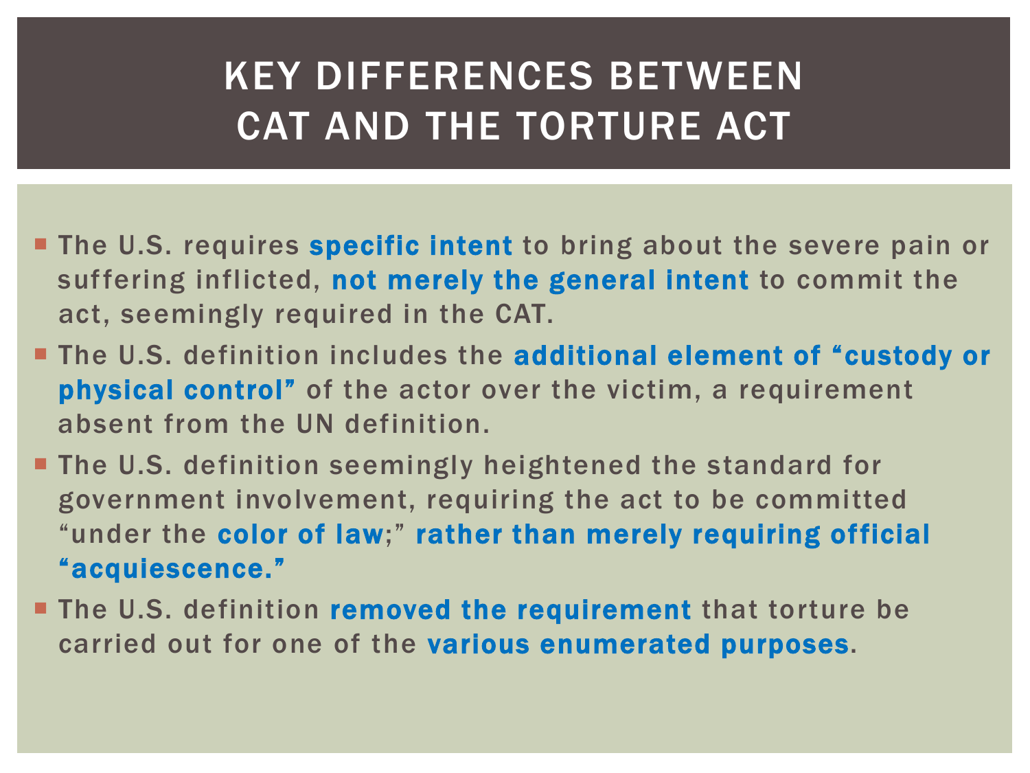# KEY DIFFERENCES BETWEEN CAT AND THE TORTURE ACT

- The U.S. requires **specific intent** to bring about the severe pain or suffering inflicted, **not merely the general intent** to commit the act, seemingly required in the CAT.
- The U.S. definition includes the **additional element of "custody or physical control"** of the actor over the victim, a requirement absent from the UN definition.
- The U.S. definition seemingly heightened the standard for government involvement, requiring the act to be committed "under the **color of law**;" **rather than merely requiring official "acquiescence."**
- The U.S. definition **removed the requirement** that torture be carried out for one of the **various enumerated purposes**.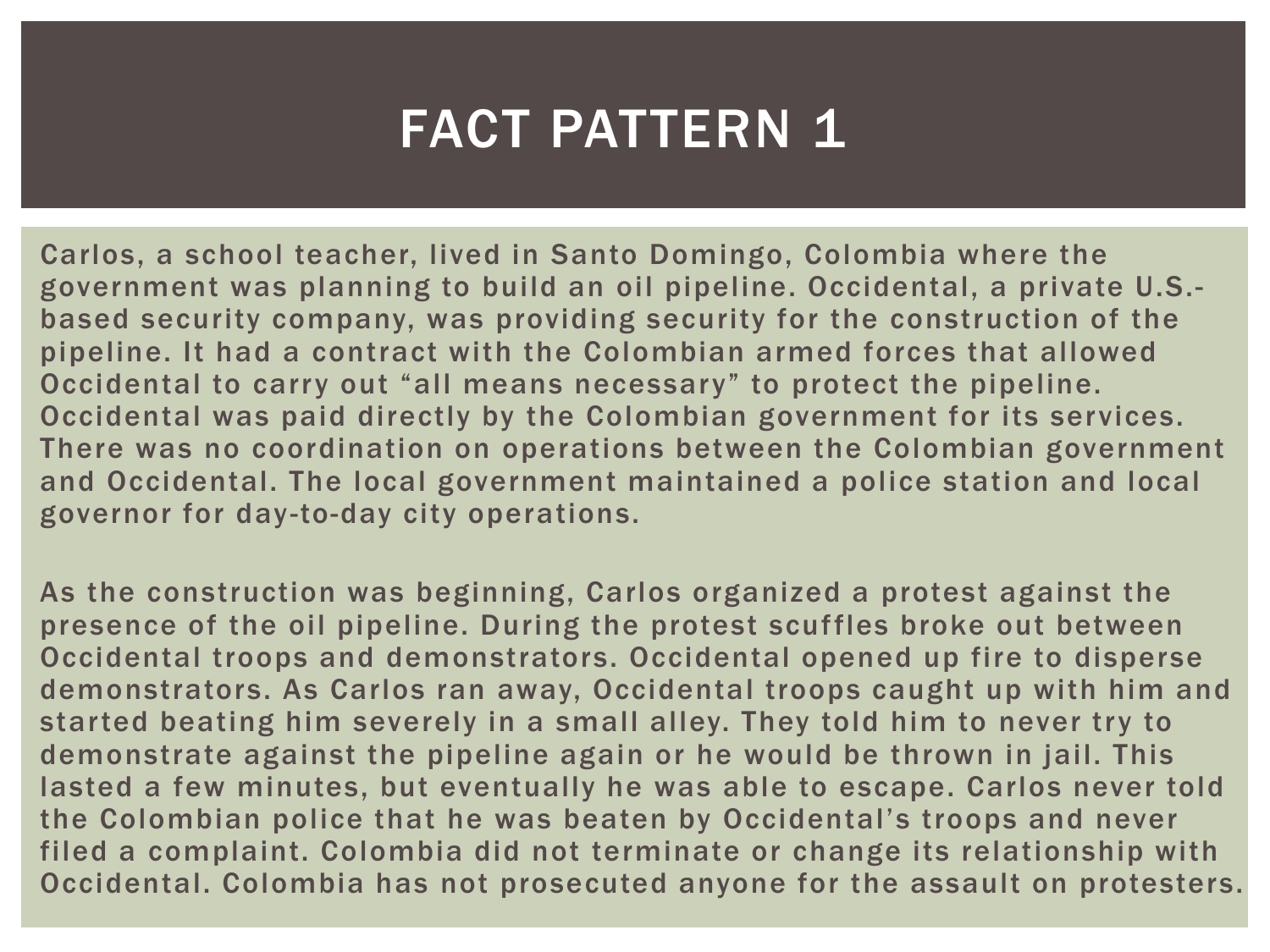# FACT PATTERN 1

Carlos, a school teacher, lived in Santo Domingo, Colombia where the government was planning to build an oil pipeline. Occidental, a private U.S.-based security company, was providing security for the construction of the pipeline. It had a contract with the Colombian armed forces that allowed Occidental to carry out "all means necessary" to protect the pipeline. Occidental was paid directly by the Colombian government for its services. There was no coordination on operations between the Colombian government and Occidental. The local government maintained a police station and local governor for day-to-day city operations.

As the construction was beginning, Carlos organized a protest against the presence of the oil pipeline. During the protest scuffles broke out between Occidental troops and demonstrators. Occidental opened up fire to disperse demonstrators. As Carlos ran away, Occidental troops caught up with him and started beating him severely in a small alley. They told him to never try to demonstrate against the pipeline again or he would be thrown in jail. This lasted a few minutes, but eventually he was able to escape. Carlos never told the Colombian police that he was beaten by Occidental's troops and never filed a complaint. Colombia did not terminate or change its relationship with Occidental. Colombia has not prosecuted anyone for the assault on protesters.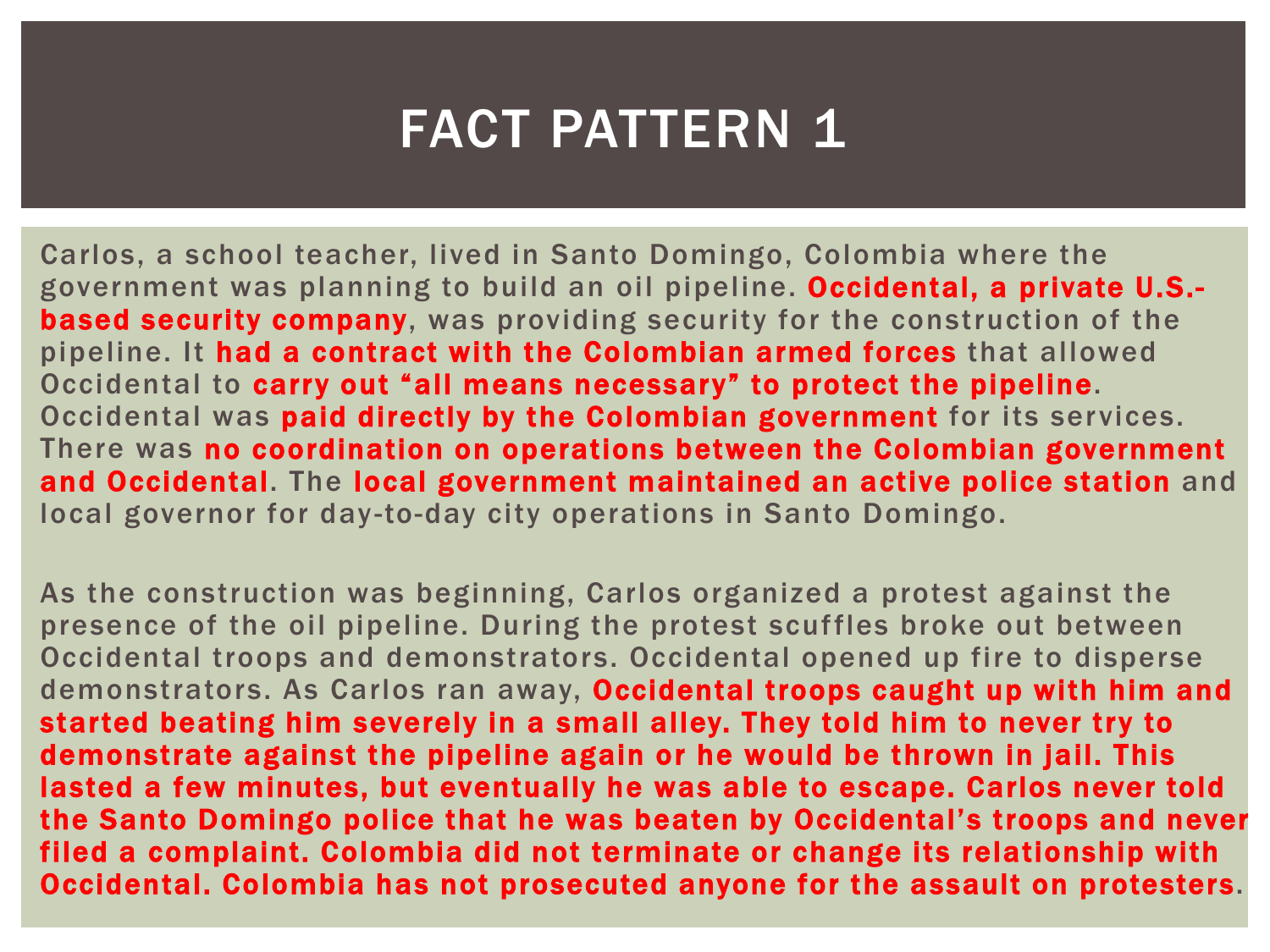# FACT PATTERN 1

Carlos, a school teacher, lived in Santo Domingo, Colombia where the government was planning to build an oil pipeline. **Occidental, a private U.S.-based security company**, was providing security for the construction of the pipeline. It **had a contract with the Colombian armed forces** that allowed Occidental to **carry out "all means necessary" to protect the pipeline**. Occidental was **paid directly by the Colombian government** for its services. There was **no coordination on operations between the Colombian government and Occidental**. The **local government maintained an active police station** and local governor for day-to-day city operations in Santo Domingo.

As the construction was beginning, Carlos organized a protest against the presence of the oil pipeline. During the protest scuffles broke out between Occidental troops and demonstrators. Occidental opened up fire to disperse demonstrators. As Carlos ran away, **Occidental troops caught up with him and started beating him severely in a small alley. They told him to never try to demonstrate against the pipeline again or he would be thrown in jail. This lasted a few minutes, but eventually he was able to escape. Carlos never told the Santo Domingo police that he was beaten by Occidental's troops and never filed a complaint. Colombia did not terminate or change its relationship with Occidental. Colombia has not prosecuted anyone for the assault on protesters**.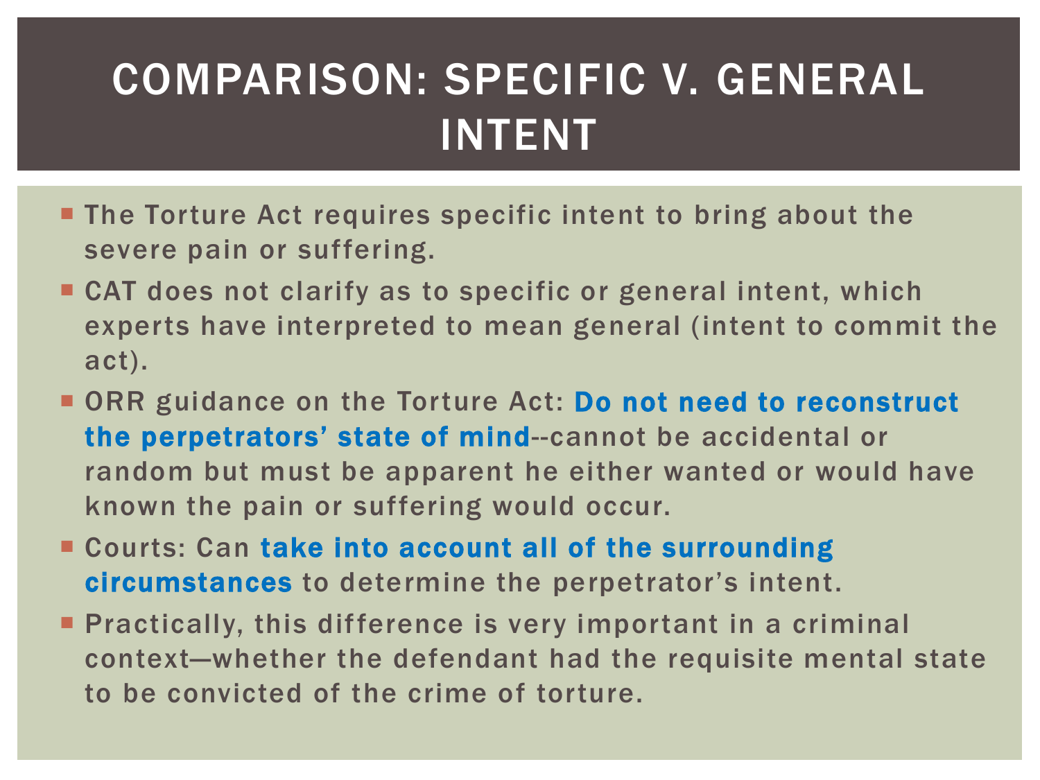# COMPARISON: SPECIFIC V. GENERAL INTENT

- The Torture Act requires specific intent to bring about the severe pain or suffering.
- CAT does not clarify as to specific or general intent, which experts have interpreted to mean general (intent to commit the act).
- ORR guidance on the Torture Act: **Do not need to reconstruct the perpetrators' state of mind**--cannot be accidental or random but must be apparent he either wanted or would have known the pain or suffering would occur.
- Courts: Can **take into account all of the surrounding circumstances** to determine the perpetrator's intent.
- Practically, this difference is very important in a criminal context—whether the defendant had the requisite mental state to be convicted of the crime of torture.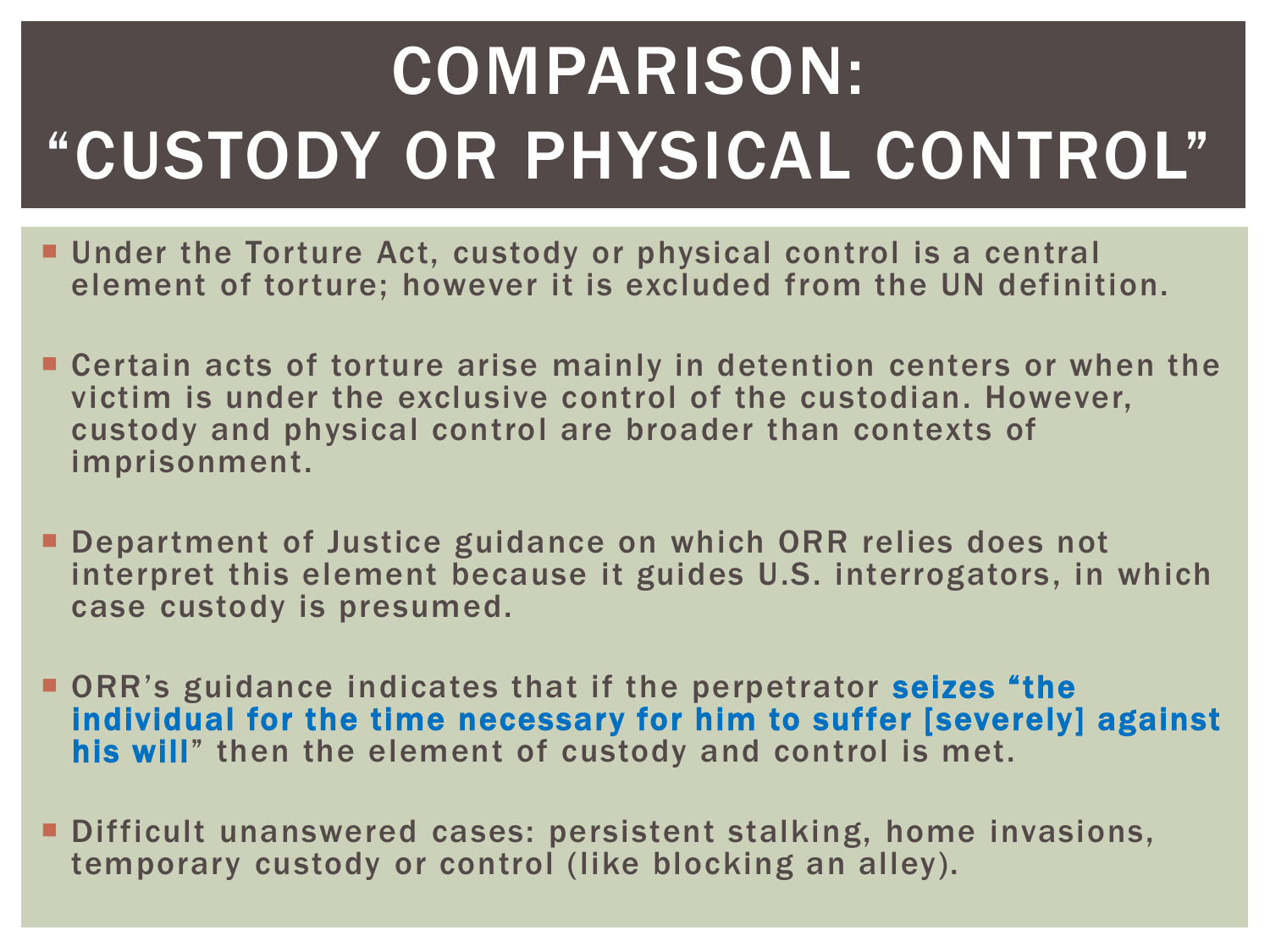# COMPARISON: "CUSTODY OR PHYSICAL CONTROL"

- Under the Torture Act, custody or physical control is a central element of torture; however it is excluded from the UN definition.
- Certain acts of torture arise mainly in detention centers or when the victim is under the exclusive control of the custodian. However, custody and physical control are broader than contexts of imprisonment.
- Department of Justice guidance on which ORR relies does not interpret this element because it guides U.S. interrogators, in which case custody is presumed.
- ORR's guidance indicates that if the perpetrator seizes "the individual for the time necessary for him to suffer [severely] against his will" then the element of custody and control is met.
- Difficult unanswered cases: persistent stalking, home invasions, temporary custody or control (like blocking an alley).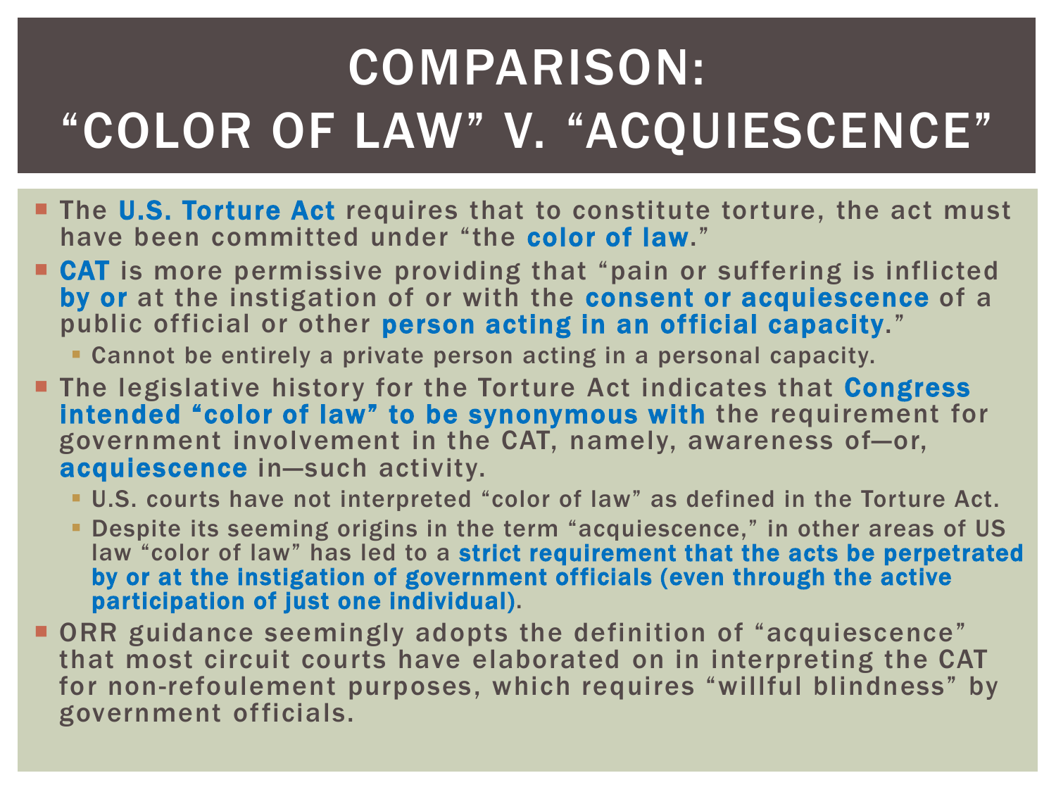# COMPARISON: "COLOR OF LAW" V. "ACQUIESCENCE"

- The **U.S. Torture Act** requires that to constitute torture, the act must have been committed under "the **color of law**."
- **CAT** is more permissive providing that "pain or suffering is inflicted **by or** at the instigation of or with the **consent or acquiescence** of a public official or other **person acting in an official capacity**."
  - Cannot be entirely a private person acting in a personal capacity.
- The legislative history for the Torture Act indicates that **Congress intended "color of law" to be synonymous with** the requirement for government involvement in the CAT, namely, awareness of—or, **acquiescence** in—such activity.
  - U.S. courts have not interpreted "color of law" as defined in the Torture Act.
  - Despite its seeming origins in the term "acquiescence," in other areas of US law "color of law" has led to a **strict requirement that the acts be perpetrated by or at the instigation of government officials (even through the active participation of just one individual)**.
- ORR guidance seemingly adopts the definition of "acquiescence" that most circuit courts have elaborated on in interpreting the CAT for non-refoulement purposes, which requires "willful blindness" by government officials.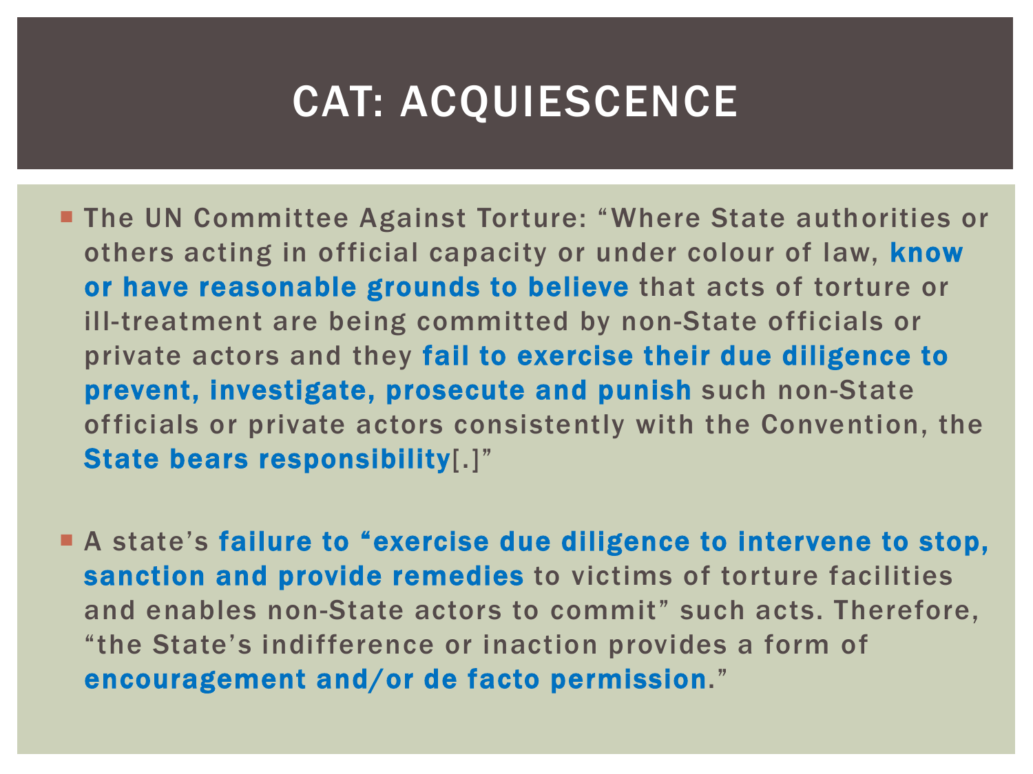# CAT: ACQUIESCENCE

- The UN Committee Against Torture: "Where State authorities or others acting in official capacity or under colour of law, **know or have reasonable grounds to believe** that acts of torture or ill-treatment are being committed by non-State officials or private actors and they **fail to exercise their due diligence to prevent, investigate, prosecute and punish** such non-State officials or private actors consistently with the Convention, the **State bears responsibility**[.]"

- A state's **failure to "exercise due diligence to intervene to stop, sanction and provide remedies** to victims of torture facilities and enables non-State actors to commit" such acts. Therefore, "the State's indifference or inaction provides a form of **encouragement and/or de facto permission**."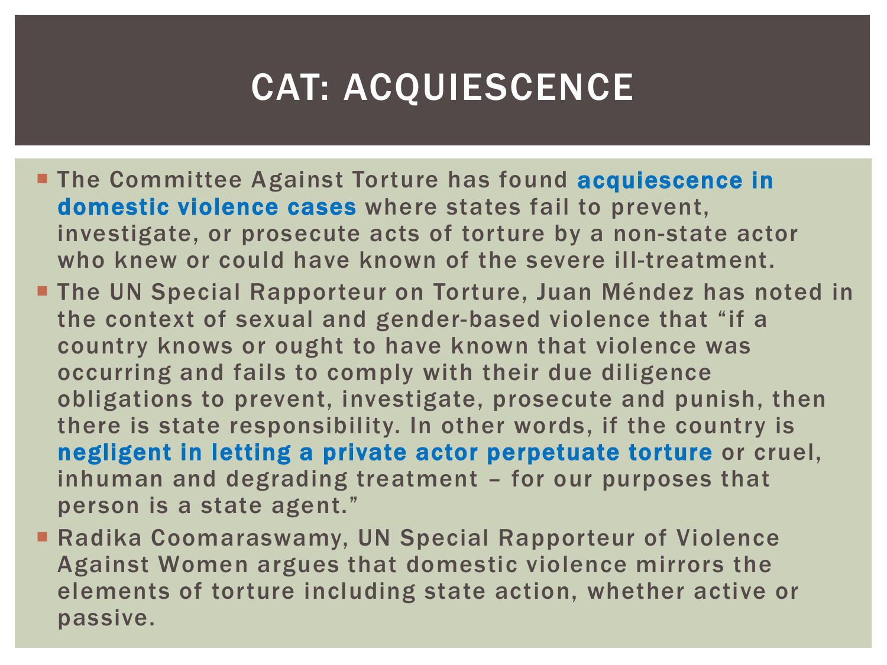# CAT: ACQUIESCENCE

- The Committee Against Torture has found acquiescence in domestic violence cases where states fail to prevent, investigate, or prosecute acts of torture by a non-state actor who knew or could have known of the severe ill-treatment.
- The UN Special Rapporteur on Torture, Juan Méndez has noted in the context of sexual and gender-based violence that "if a country knows or ought to have known that violence was occurring and fails to comply with their due diligence obligations to prevent, investigate, prosecute and punish, then there is state responsibility. In other words, if the country is negligent in letting a private actor perpetuate torture or cruel, inhuman and degrading treatment – for our purposes that person is a state agent."
- Radika Coomaraswamy, UN Special Rapporteur of Violence Against Women argues that domestic violence mirrors the elements of torture including state action, whether active or passive.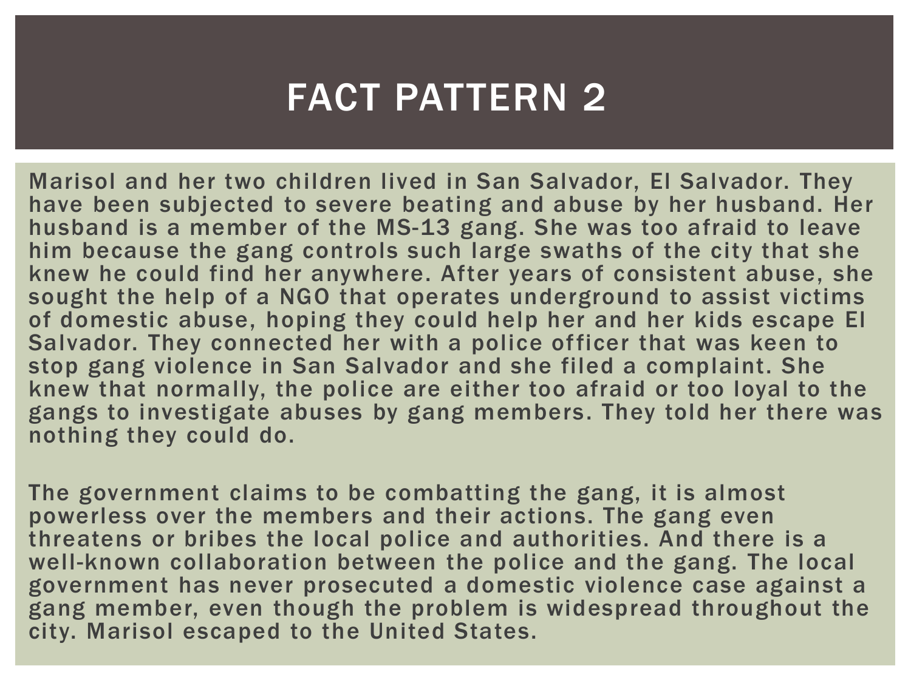# FACT PATTERN 2

Marisol and her two children lived in San Salvador, El Salvador. They have been subjected to severe beating and abuse by her husband. Her husband is a member of the MS-13 gang. She was too afraid to leave him because the gang controls such large swaths of the city that she knew he could find her anywhere. After years of consistent abuse, she sought the help of a NGO that operates underground to assist victims of domestic abuse, hoping they could help her and her kids escape El Salvador. They connected her with a police officer that was keen to stop gang violence in San Salvador and she filed a complaint. She knew that normally, the police are either too afraid or too loyal to the gangs to investigate abuses by gang members. They told her there was nothing they could do.

The government claims to be combatting the gang, it is almost powerless over the members and their actions. The gang even threatens or bribes the local police and authorities. And there is a well-known collaboration between the police and the gang. The local government has never prosecuted a domestic violence case against a gang member, even though the problem is widespread throughout the city. Marisol escaped to the United States.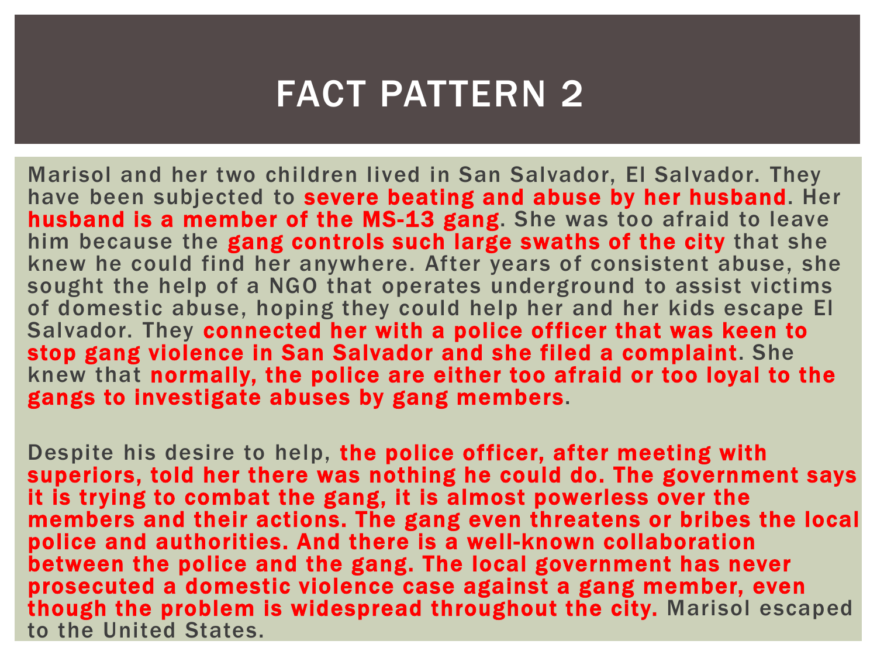# FACT PATTERN 2

Marisol and her two children lived in San Salvador, El Salvador. They have been subjected to **severe beating and abuse by her husband**. Her **husband is a member of the MS-13 gang**. She was too afraid to leave him because the **gang controls such large swaths of the city** that she knew he could find her anywhere. After years of consistent abuse, she sought the help of a NGO that operates underground to assist victims of domestic abuse, hoping they could help her and her kids escape El Salvador. They **connected her with a police officer that was keen to stop gang violence in San Salvador and she filed a complaint**. She knew that **normally, the police are either too afraid or too loyal to the gangs to investigate abuses by gang members**.

Despite his desire to help, **the police officer, after meeting with superiors, told her there was nothing he could do. The government says it is trying to combat the gang, it is almost powerless over the members and their actions. The gang even threatens or bribes the local police and authorities. And there is a well-known collaboration between the police and the gang. The local government has never prosecuted a domestic violence case against a gang member, even though the problem is widespread throughout the city.** Marisol escaped to the United States.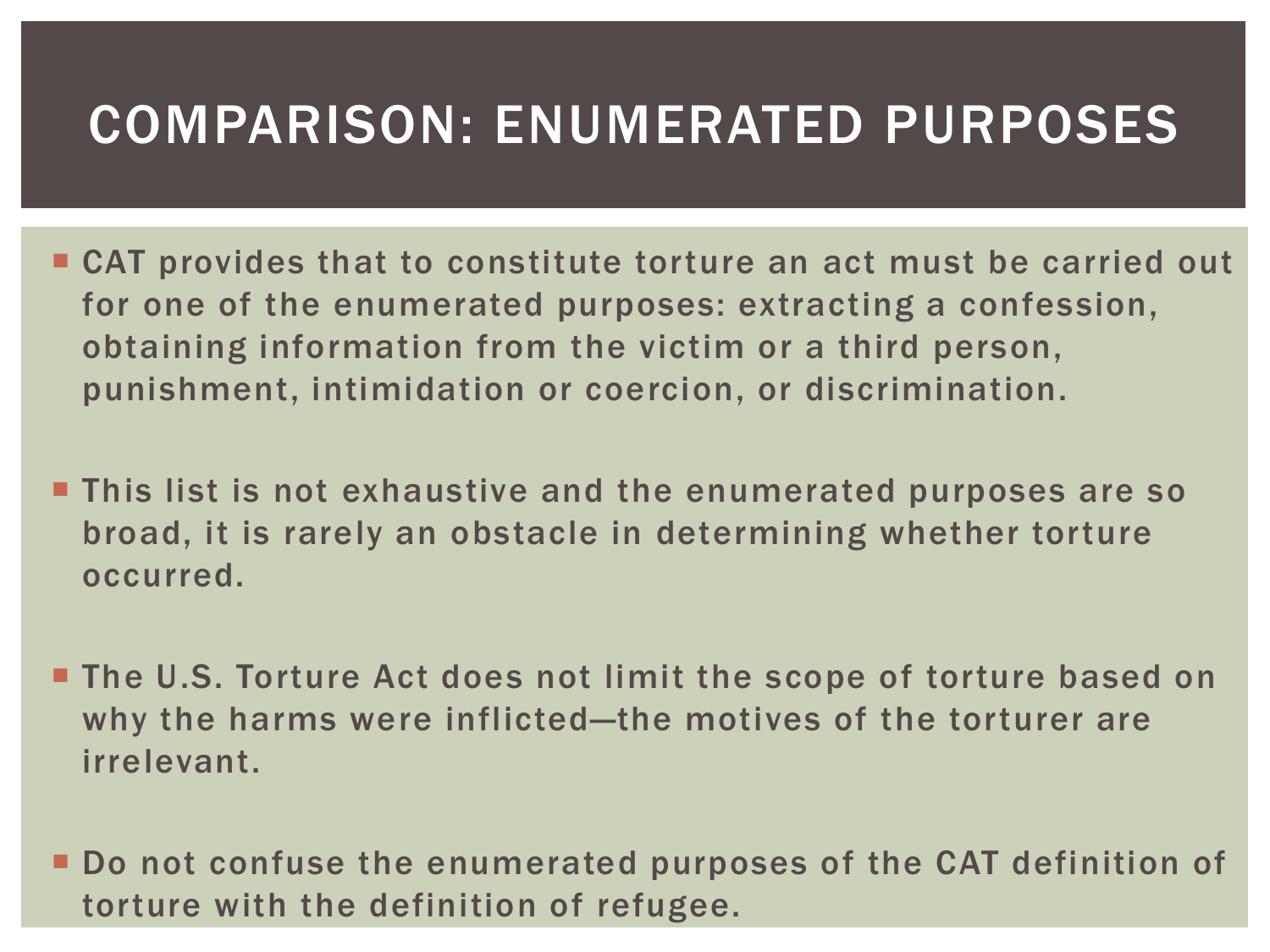# COMPARISON: ENUMERATED PURPOSES

- CAT provides that to constitute torture an act must be carried out for one of the enumerated purposes: extracting a confession, obtaining information from the victim or a third person, punishment, intimidation or coercion, or discrimination.

- This list is not exhaustive and the enumerated purposes are so broad, it is rarely an obstacle in determining whether torture occurred.

- The U.S. Torture Act does not limit the scope of torture based on why the harms were inflicted—the motives of the torturer are irrelevant.

- Do not confuse the enumerated purposes of the CAT definition of torture with the definition of refugee.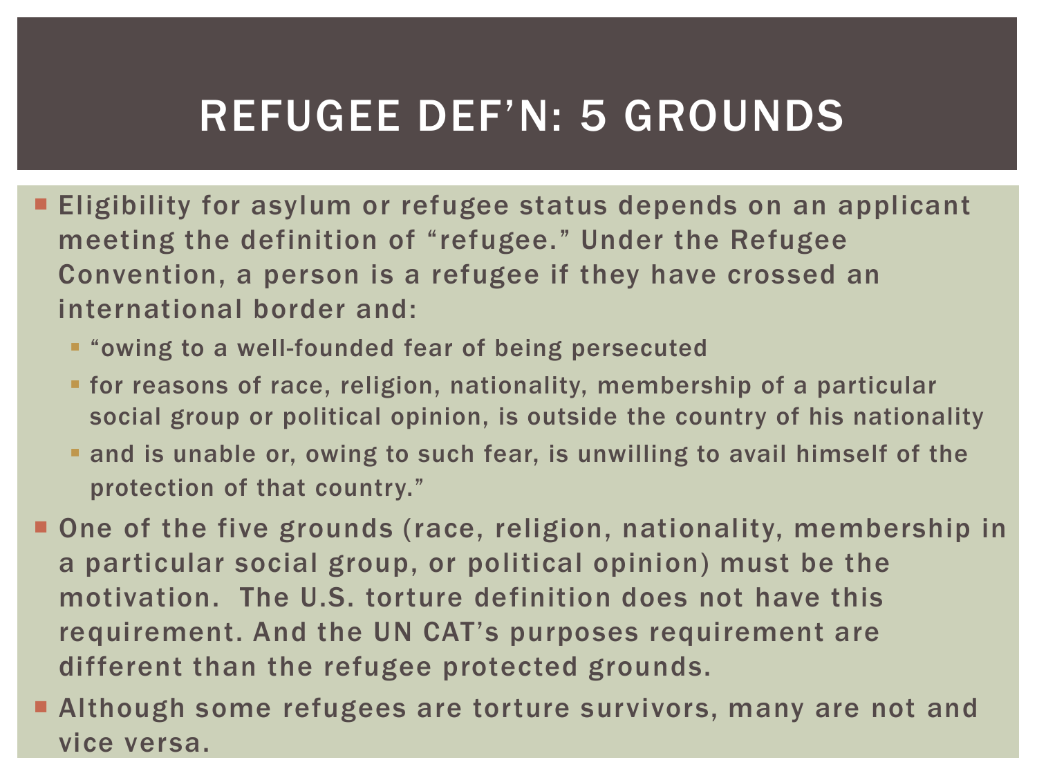# REFUGEE DEF'N: 5 GROUNDS

- Eligibility for asylum or refugee status depends on an applicant meeting the definition of "refugee." Under the Refugee Convention, a person is a refugee if they have crossed an international border and:
  - "owing to a well-founded fear of being persecuted
  - for reasons of race, religion, nationality, membership of a particular social group or political opinion, is outside the country of his nationality
  - and is unable or, owing to such fear, is unwilling to avail himself of the protection of that country."
- One of the five grounds (race, religion, nationality, membership in a particular social group, or political opinion) must be the motivation. The U.S. torture definition does not have this requirement. And the UN CAT's purposes requirement are different than the refugee protected grounds.
- Although some refugees are torture survivors, many are not and vice versa.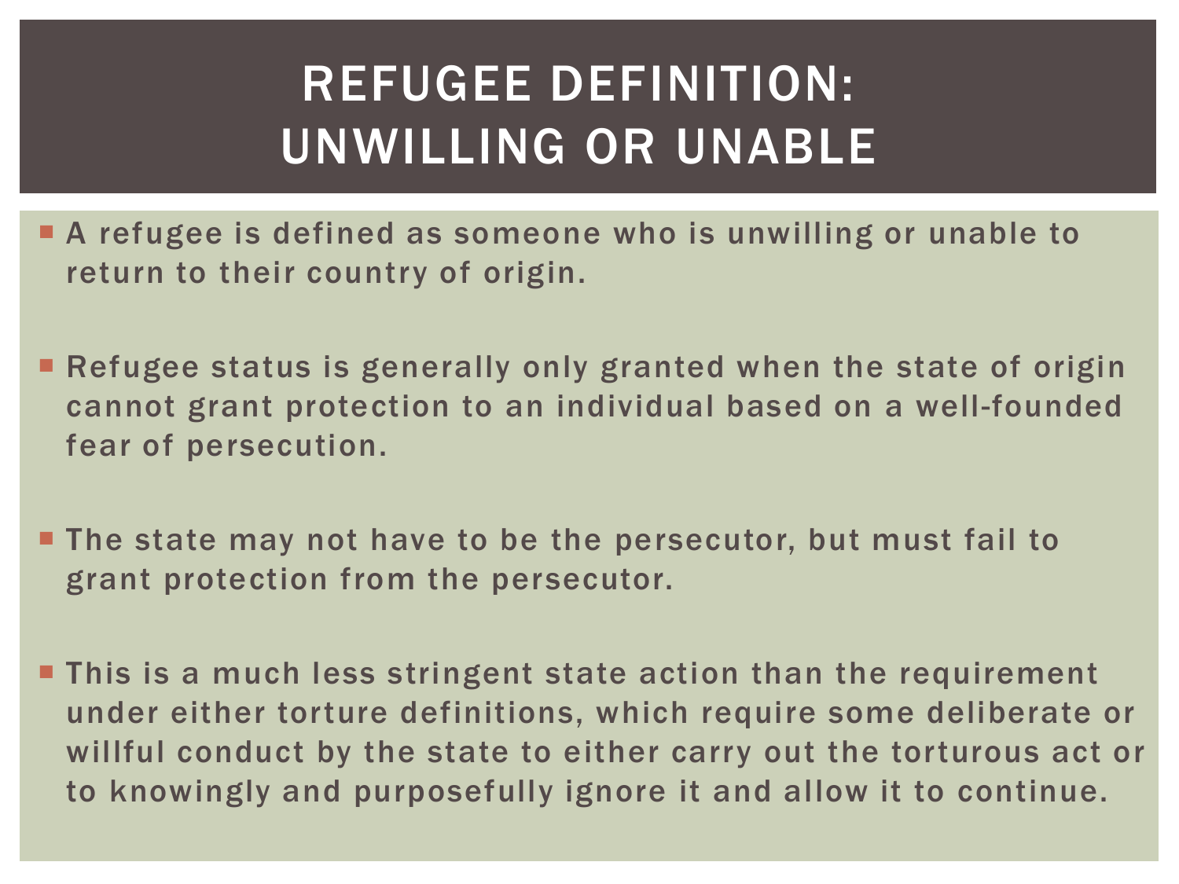# REFUGEE DEFINITION: UNWILLING OR UNABLE

- A refugee is defined as someone who is unwilling or unable to return to their country of origin.

- Refugee status is generally only granted when the state of origin cannot grant protection to an individual based on a well-founded fear of persecution.

- The state may not have to be the persecutor, but must fail to grant protection from the persecutor.

- This is a much less stringent state action than the requirement under either torture definitions, which require some deliberate or willful conduct by the state to either carry out the torturous act or to knowingly and purposefully ignore it and allow it to continue.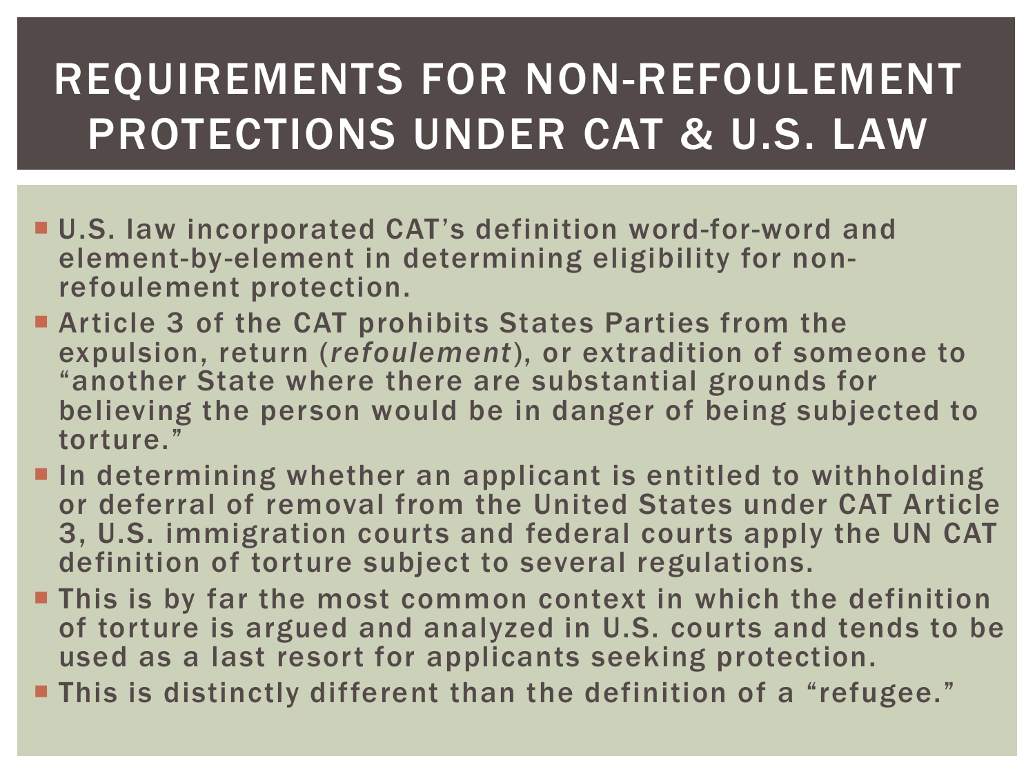# REQUIREMENTS FOR NON-REFOULEMENT PROTECTIONS UNDER CAT & U.S. LAW

- U.S. law incorporated CAT's definition word-for-word and element-by-element in determining eligibility for non-refoulement protection.
- Article 3 of the CAT prohibits States Parties from the expulsion, return (*refoulement*), or extradition of someone to "another State where there are substantial grounds for believing the person would be in danger of being subjected to torture."
- In determining whether an applicant is entitled to withholding or deferral of removal from the United States under CAT Article 3, U.S. immigration courts and federal courts apply the UN CAT definition of torture subject to several regulations.
- This is by far the most common context in which the definition of torture is argued and analyzed in U.S. courts and tends to be used as a last resort for applicants seeking protection.
- This is distinctly different than the definition of a "refugee."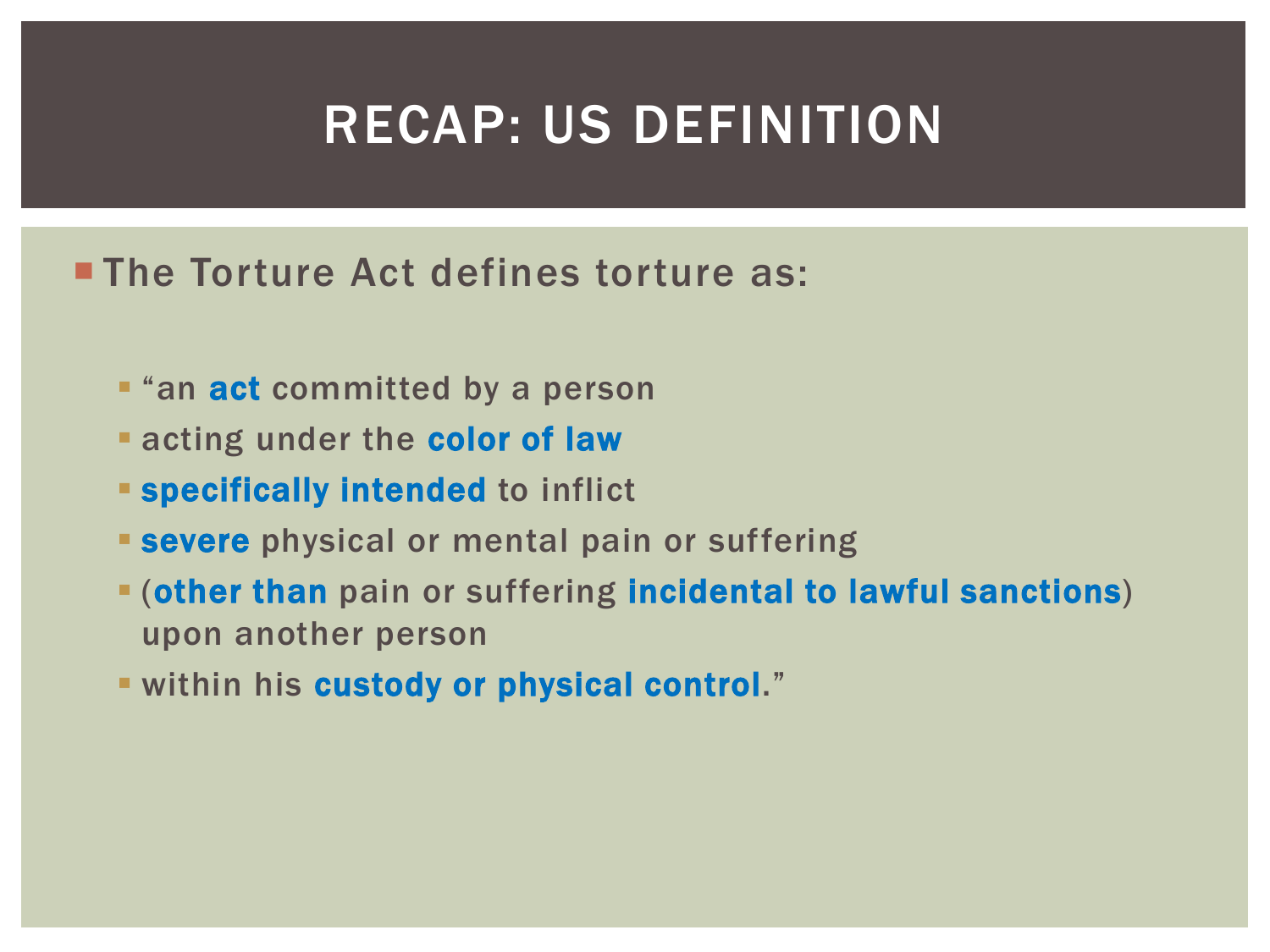# RECAP: US DEFINITION

- The Torture Act defines torture as:
  - "an **act** committed by a person
  - acting under the **color of law**
  - **specifically intended** to inflict
  - **severe** physical or mental pain or suffering
  - (**other than** pain or suffering **incidental to lawful sanctions**) upon another person
  - within his **custody or physical control**."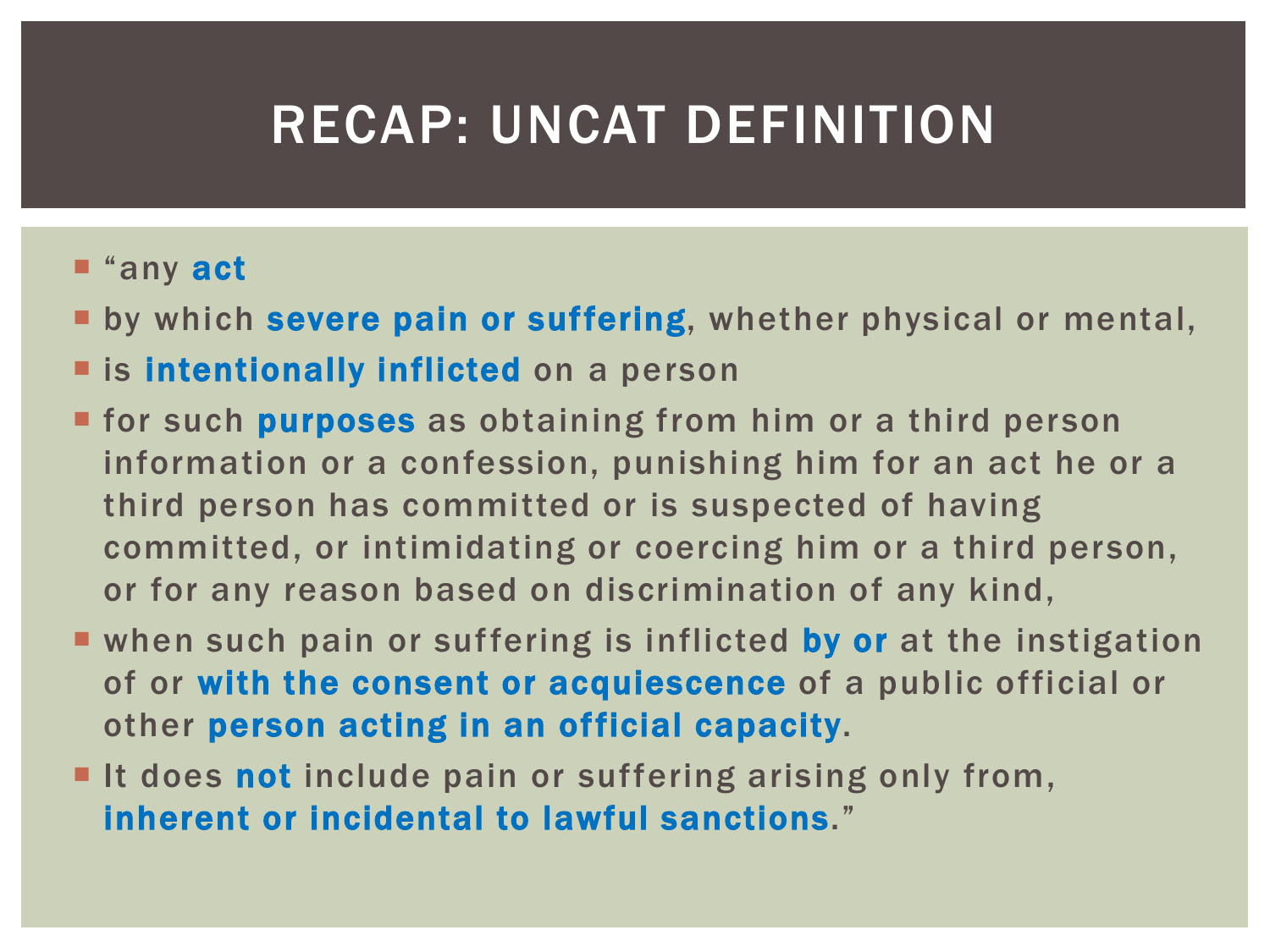# RECAP: UNCAT DEFINITION

- "any **act**
- by which **severe pain or suffering**, whether physical or mental,
- is **intentionally inflicted** on a person
- for such **purposes** as obtaining from him or a third person information or a confession, punishing him for an act he or a third person has committed or is suspected of having committed, or intimidating or coercing him or a third person, or for any reason based on discrimination of any kind,
- when such pain or suffering is inflicted **by or** at the instigation of or **with the consent or acquiescence** of a public official or other **person acting in an official capacity**.
- It does **not** include pain or suffering arising only from, **inherent or incidental to lawful sanctions**."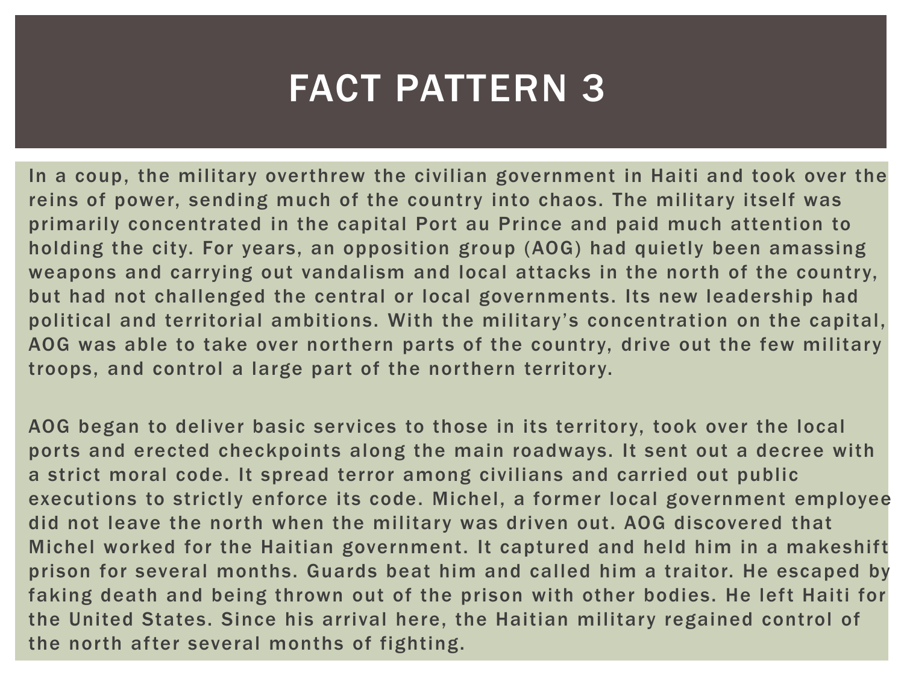# FACT PATTERN 3

In a coup, the military overthrew the civilian government in Haiti and took over the reins of power, sending much of the country into chaos. The military itself was primarily concentrated in the capital Port au Prince and paid much attention to holding the city. For years, an opposition group (AOG) had quietly been amassing weapons and carrying out vandalism and local attacks in the north of the country, but had not challenged the central or local governments. Its new leadership had political and territorial ambitions. With the military's concentration on the capital, AOG was able to take over northern parts of the country, drive out the few military troops, and control a large part of the northern territory.

AOG began to deliver basic services to those in its territory, took over the local ports and erected checkpoints along the main roadways. It sent out a decree with a strict moral code. It spread terror among civilians and carried out public executions to strictly enforce its code. Michel, a former local government employee did not leave the north when the military was driven out. AOG discovered that Michel worked for the Haitian government. It captured and held him in a makeshift prison for several months. Guards beat him and called him a traitor. He escaped by faking death and being thrown out of the prison with other bodies. He left Haiti for the United States. Since his arrival here, the Haitian military regained control of the north after several months of fighting.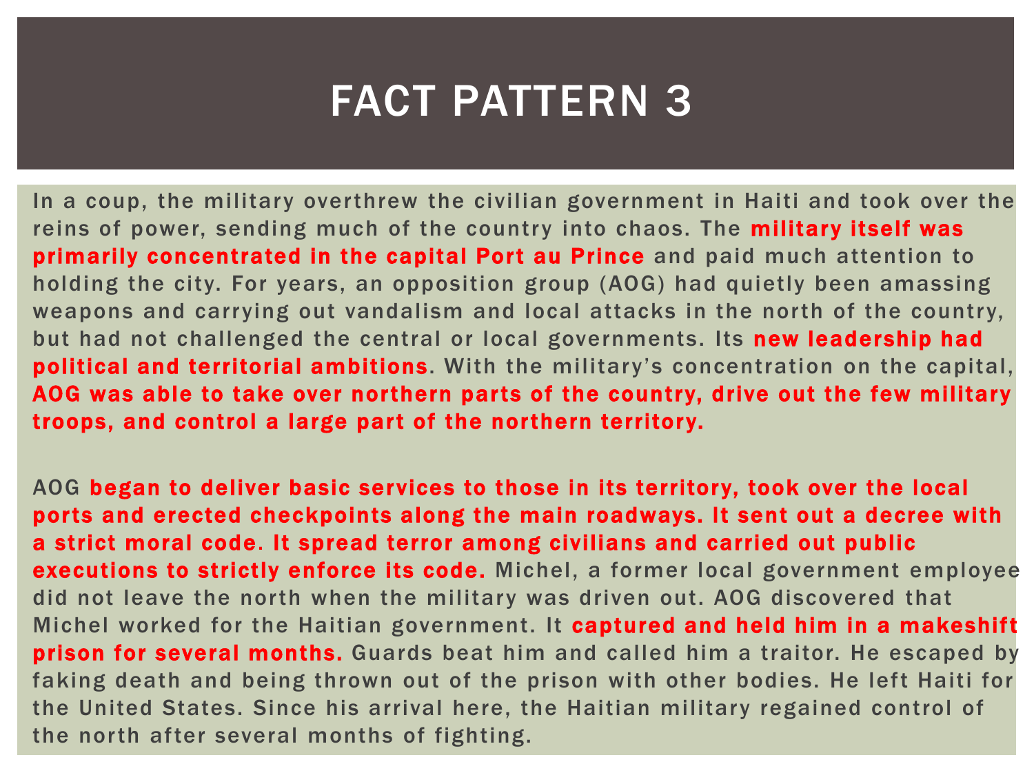# FACT PATTERN 3

In a coup, the military overthrew the civilian government in Haiti and took over the reins of power, sending much of the country into chaos. The **military itself was primarily concentrated in the capital Port au Prince** and paid much attention to holding the city. For years, an opposition group (AOG) had quietly been amassing weapons and carrying out vandalism and local attacks in the north of the country, but had not challenged the central or local governments. Its **new leadership had political and territorial ambitions**. With the military's concentration on the capital, **AOG was able to take over northern parts of the country, drive out the few military troops, and control a large part of the northern territory.**

AOG **began to deliver basic services to those in its territory, took over the local ports and erected checkpoints along the main roadways. It sent out a decree with a strict moral code. It spread terror among civilians and carried out public executions to strictly enforce its code.** Michel, a former local government employee did not leave the north when the military was driven out. AOG discovered that Michel worked for the Haitian government. It **captured and held him in a makeshift prison for several months.** Guards beat him and called him a traitor. He escaped by faking death and being thrown out of the prison with other bodies. He left Haiti for the United States. Since his arrival here, the Haitian military regained control of the north after several months of fighting.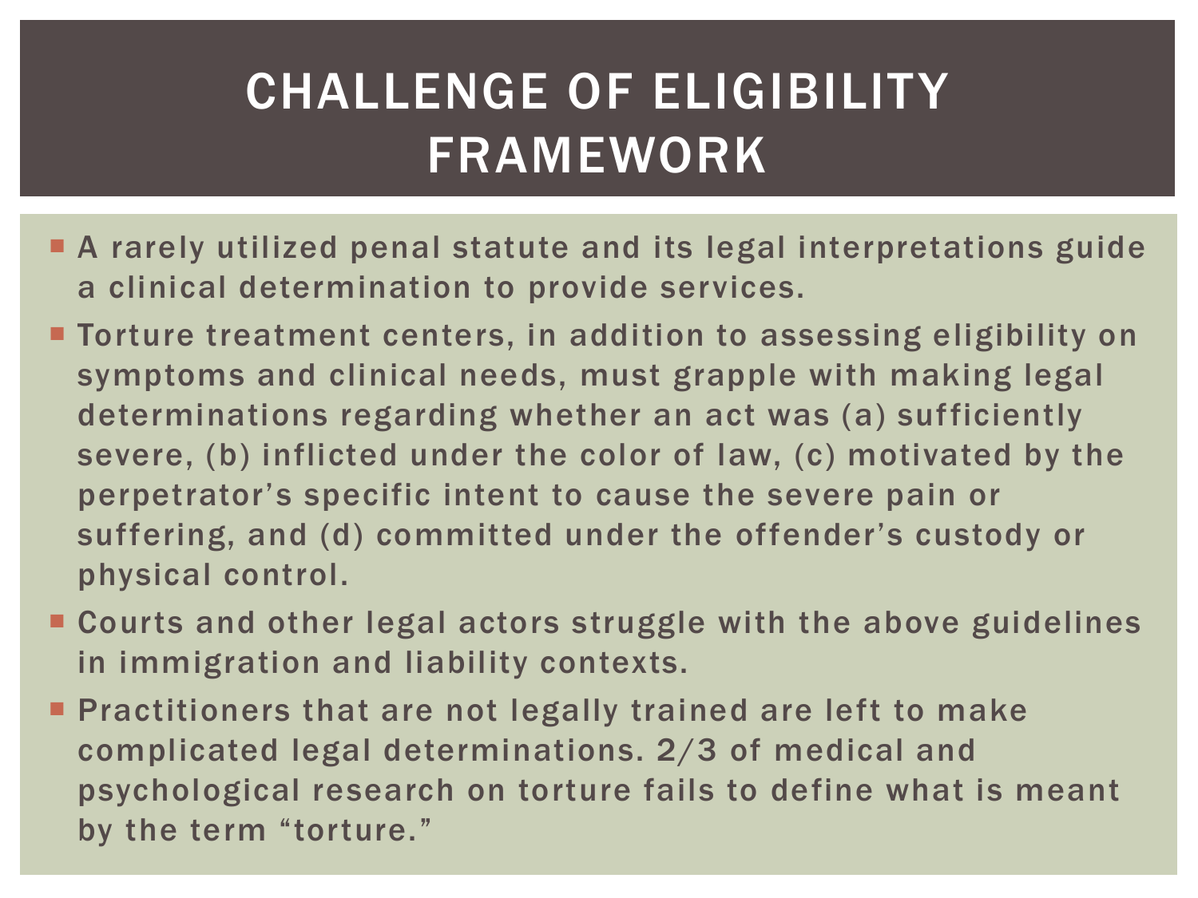# CHALLENGE OF ELIGIBILITY FRAMEWORK

- A rarely utilized penal statute and its legal interpretations guide a clinical determination to provide services.
- Torture treatment centers, in addition to assessing eligibility on symptoms and clinical needs, must grapple with making legal determinations regarding whether an act was (a) sufficiently severe, (b) inflicted under the color of law, (c) motivated by the perpetrator's specific intent to cause the severe pain or suffering, and (d) committed under the offender's custody or physical control.
- Courts and other legal actors struggle with the above guidelines in immigration and liability contexts.
- Practitioners that are not legally trained are left to make complicated legal determinations. 2/3 of medical and psychological research on torture fails to define what is meant by the term "torture."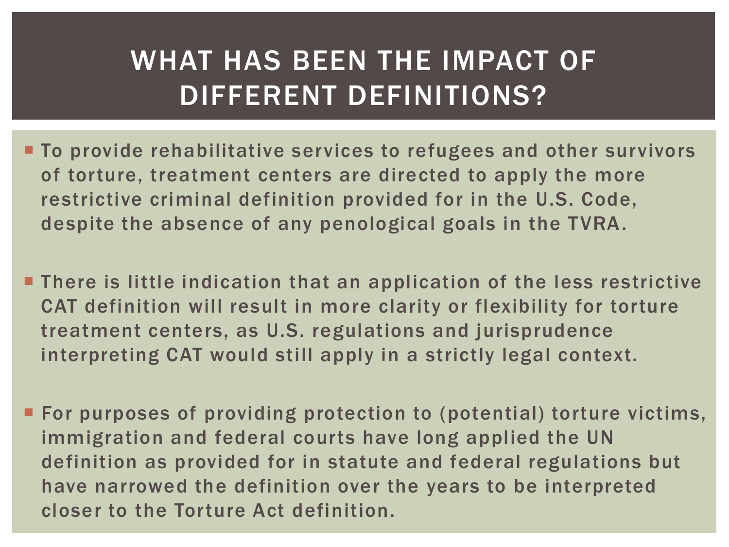# WHAT HAS BEEN THE IMPACT OF DIFFERENT DEFINITIONS?

- To provide rehabilitative services to refugees and other survivors of torture, treatment centers are directed to apply the more restrictive criminal definition provided for in the U.S. Code, despite the absence of any penological goals in the TVRA.
- There is little indication that an application of the less restrictive CAT definition will result in more clarity or flexibility for torture treatment centers, as U.S. regulations and jurisprudence interpreting CAT would still apply in a strictly legal context.
- For purposes of providing protection to (potential) torture victims, immigration and federal courts have long applied the UN definition as provided for in statute and federal regulations but have narrowed the definition over the years to be interpreted closer to the Torture Act definition.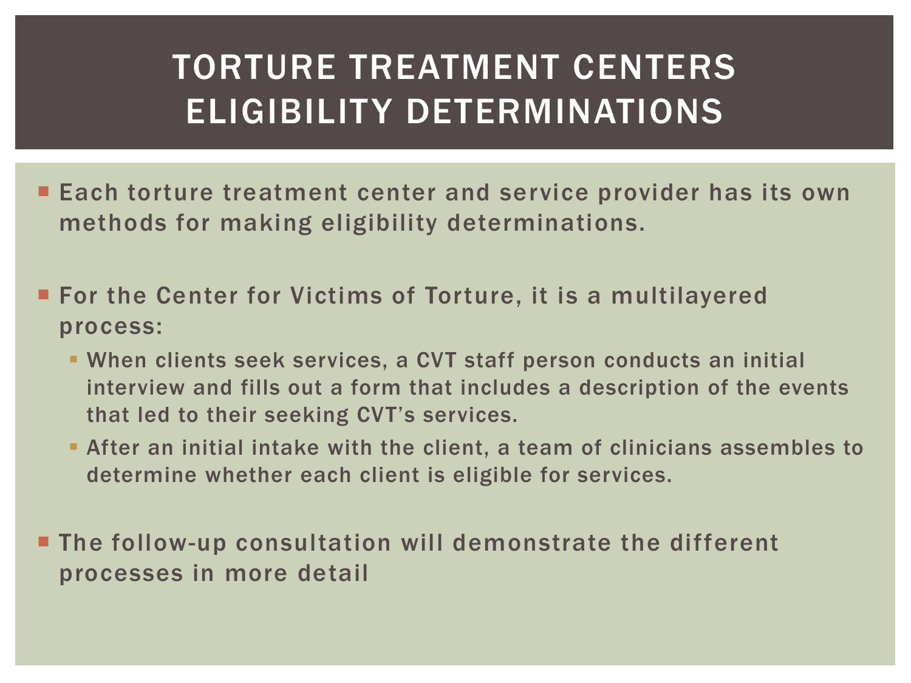# TORTURE TREATMENT CENTERS ELIGIBILITY DETERMINATIONS

- Each torture treatment center and service provider has its own methods for making eligibility determinations.
- For the Center for Victims of Torture, it is a multilayered process:
  - When clients seek services, a CVT staff person conducts an initial interview and fills out a form that includes a description of the events that led to their seeking CVT's services.
  - After an initial intake with the client, a team of clinicians assembles to determine whether each client is eligible for services.
- The follow-up consultation will demonstrate the different processes in more detail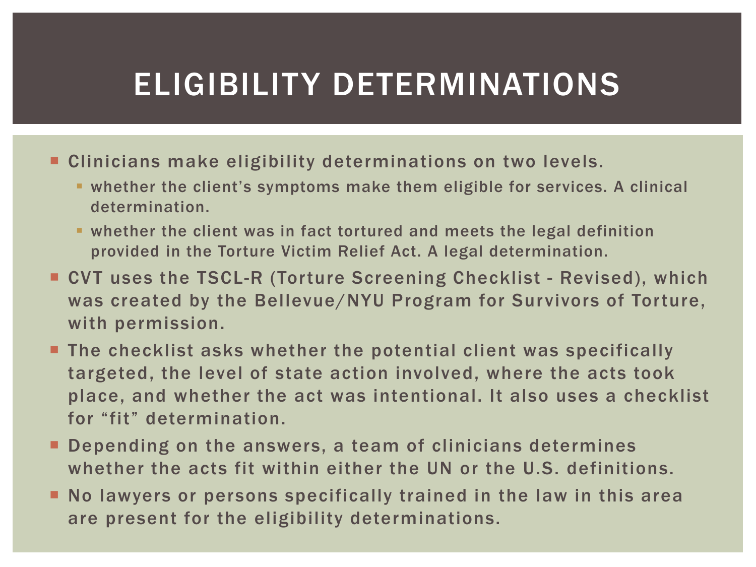# ELIGIBILITY DETERMINATIONS

- Clinicians make eligibility determinations on two levels.
  - whether the client's symptoms make them eligible for services. A clinical determination.
  - whether the client was in fact tortured and meets the legal definition provided in the Torture Victim Relief Act. A legal determination.
- CVT uses the TSCL-R (Torture Screening Checklist - Revised), which was created by the Bellevue/NYU Program for Survivors of Torture, with permission.
- The checklist asks whether the potential client was specifically targeted, the level of state action involved, where the acts took place, and whether the act was intentional. It also uses a checklist for "fit" determination.
- Depending on the answers, a team of clinicians determines whether the acts fit within either the UN or the U.S. definitions.
- No lawyers or persons specifically trained in the law in this area are present for the eligibility determinations.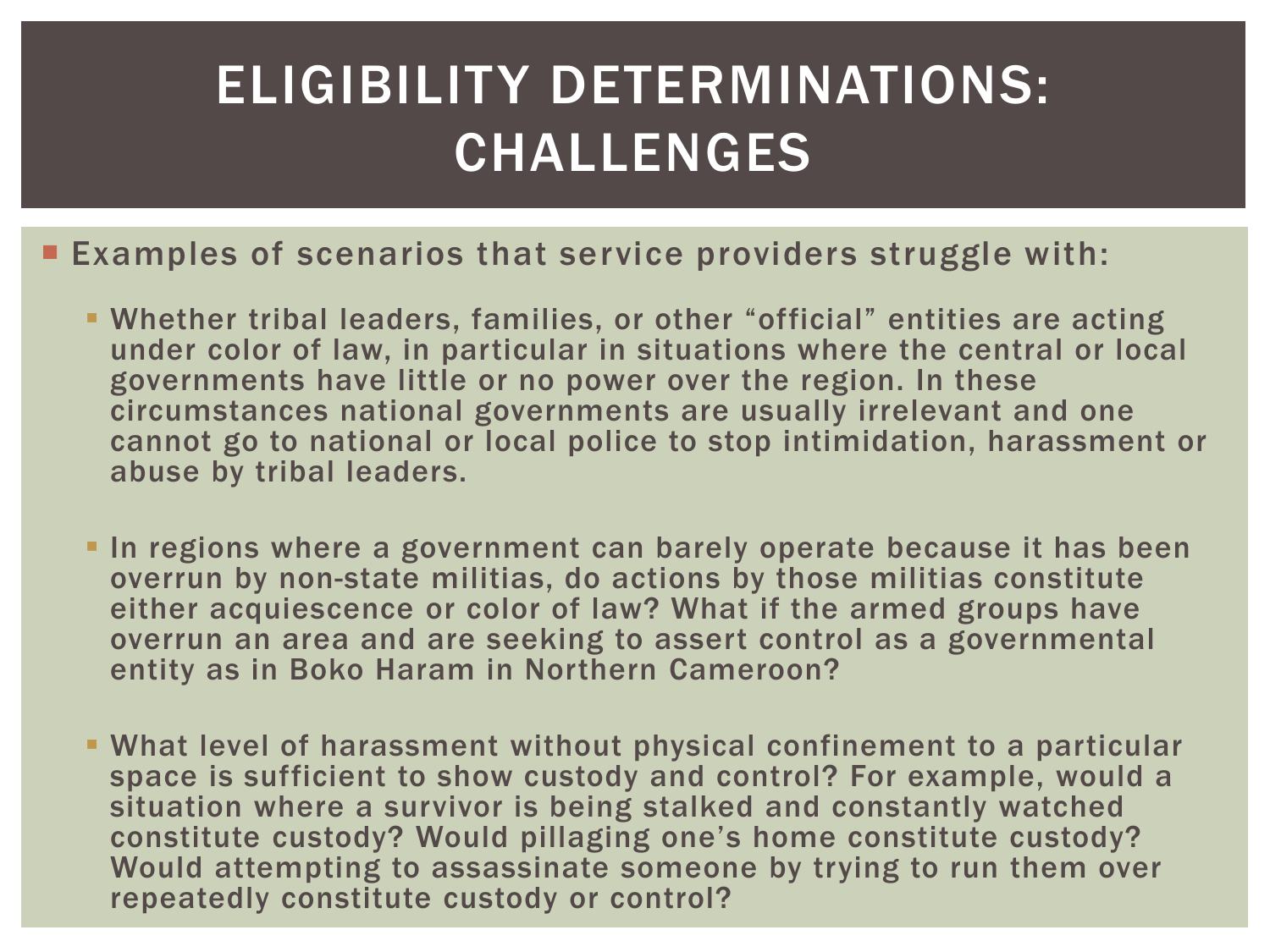# ELIGIBILITY DETERMINATIONS: CHALLENGES

- Examples of scenarios that service providers struggle with:
  - Whether tribal leaders, families, or other "official" entities are acting under color of law, in particular in situations where the central or local governments have little or no power over the region. In these circumstances national governments are usually irrelevant and one cannot go to national or local police to stop intimidation, harassment or abuse by tribal leaders.
  - In regions where a government can barely operate because it has been overrun by non-state militias, do actions by those militias constitute either acquiescence or color of law? What if the armed groups have overrun an area and are seeking to assert control as a governmental entity as in Boko Haram in Northern Cameroon?
  - What level of harassment without physical confinement to a particular space is sufficient to show custody and control? For example, would a situation where a survivor is being stalked and constantly watched constitute custody? Would pillaging one's home constitute custody? Would attempting to assassinate someone by trying to run them over repeatedly constitute custody or control?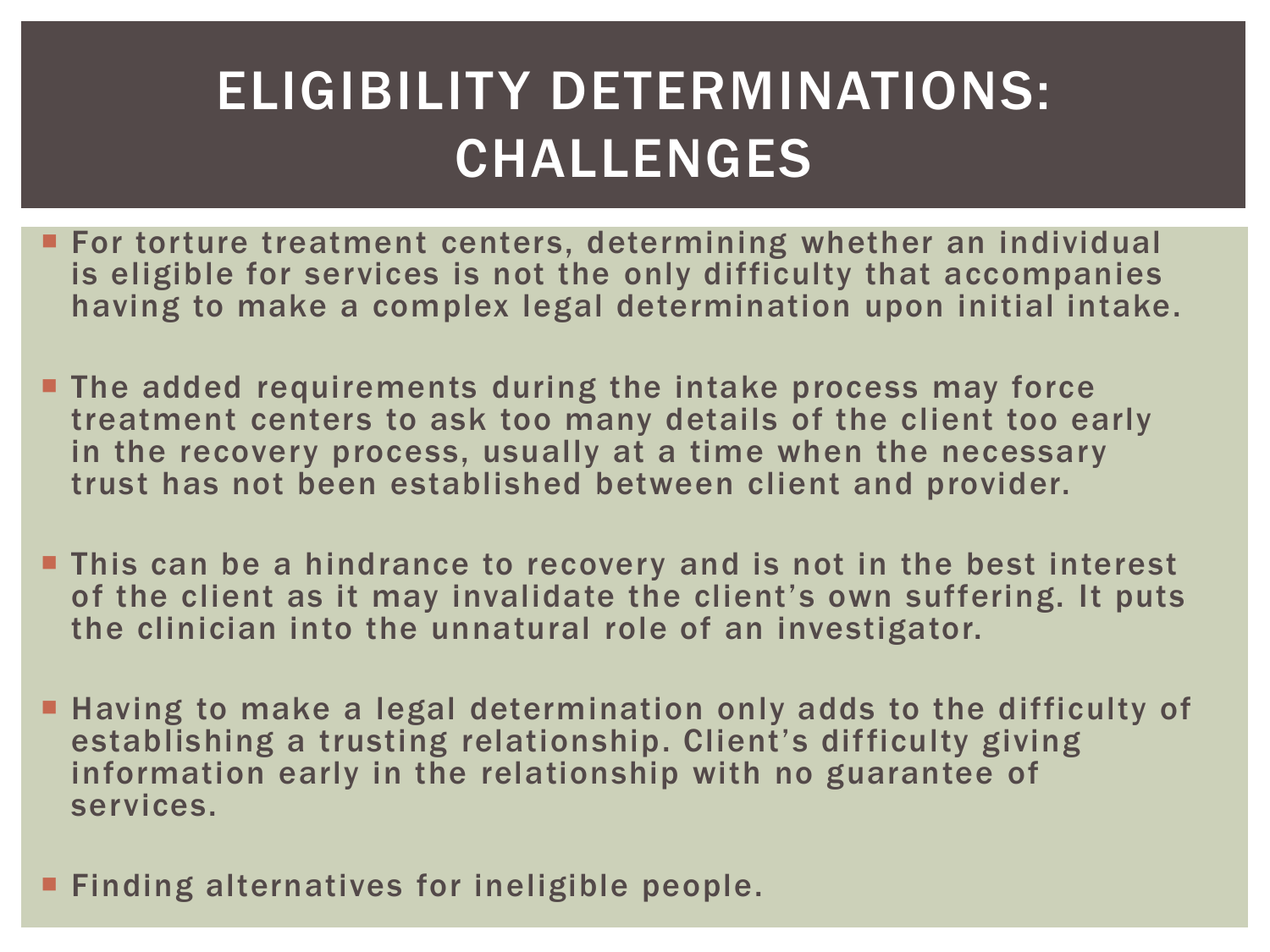# ELIGIBILITY DETERMINATIONS: CHALLENGES

- For torture treatment centers, determining whether an individual is eligible for services is not the only difficulty that accompanies having to make a complex legal determination upon initial intake.
- The added requirements during the intake process may force treatment centers to ask too many details of the client too early in the recovery process, usually at a time when the necessary trust has not been established between client and provider.
- This can be a hindrance to recovery and is not in the best interest of the client as it may invalidate the client's own suffering. It puts the clinician into the unnatural role of an investigator.
- Having to make a legal determination only adds to the difficulty of establishing a trusting relationship. Client's difficulty giving information early in the relationship with no guarantee of services.
- Finding alternatives for ineligible people.